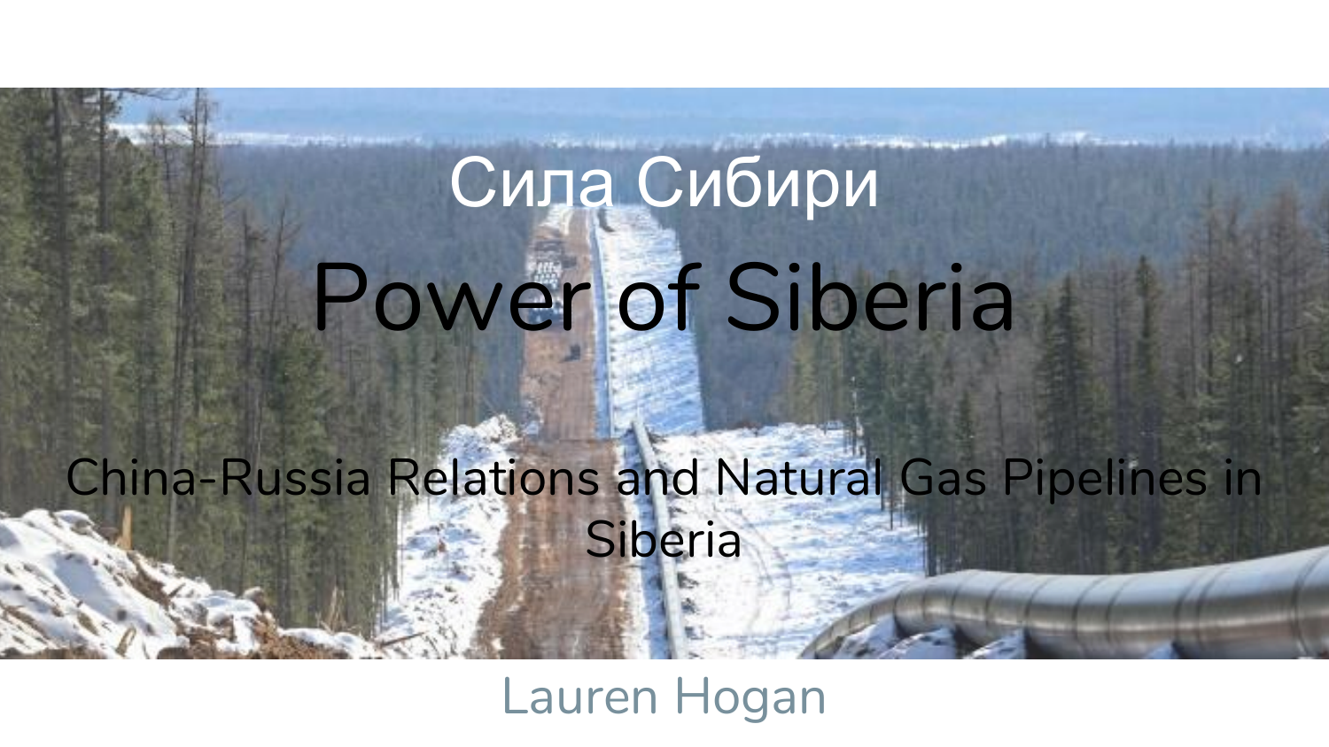# Сила Сибири

# Power of Siberia

## China-Russia Relations and Natural Gas Pipelines in Siberia

Lauren Hogan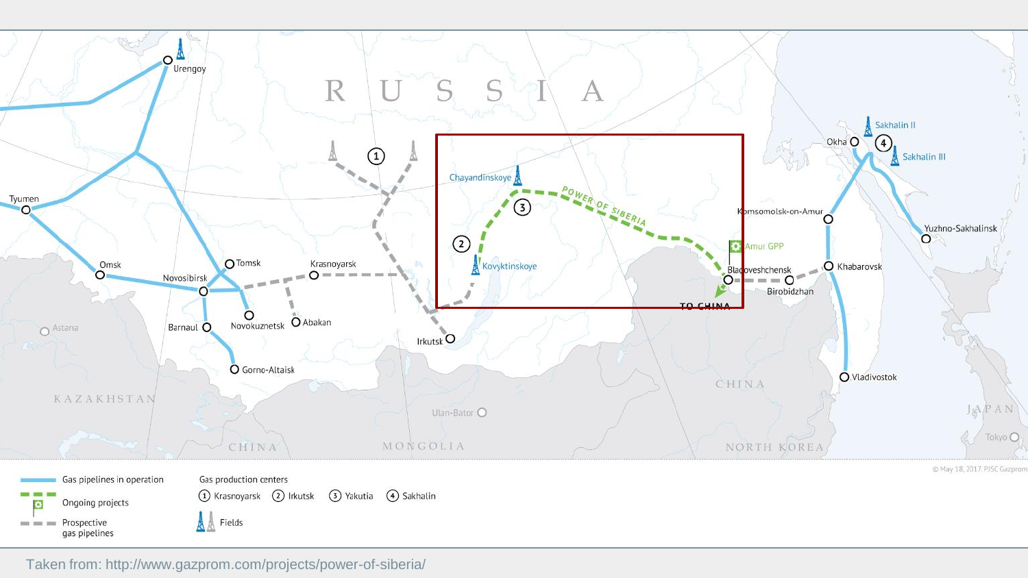Gas pipelines in operation

Ongoing projects

Prospective gas pipelines

Gas production centers

1. Krasnoyarsk
2. Irkutsk
3. Yakutia
4. Sakhalin

Fields

© May 18, 2017. PJSC Gazprom

Taken from: http://www.gazprom.com/projects/power-of-siberia/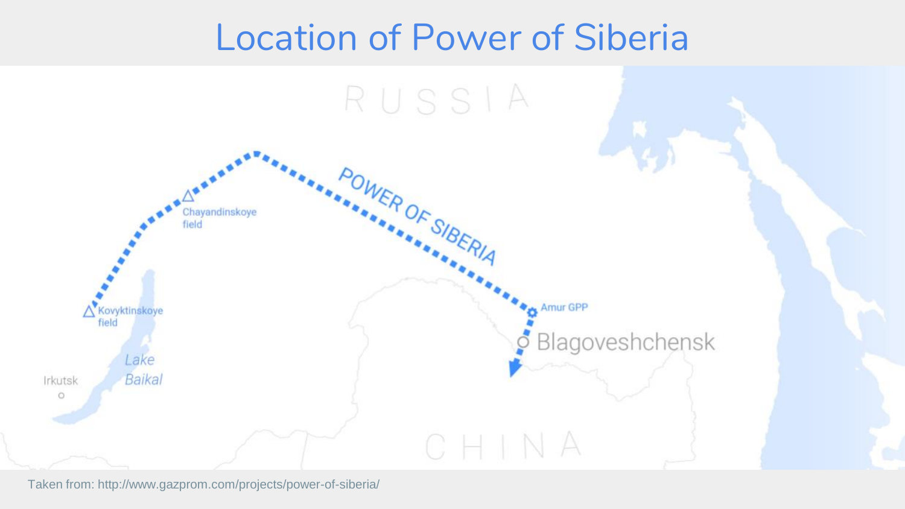# Location of Power of Siberia

RUSSIA

POWER OF SIBERIA

Chayandinskoye field

Kovyktinskoye field

Amur GPP

Blagoveshchensk

Lake Baikal

Irkutsk

CHINA

Taken from: http://www.gazprom.com/projects/power-of-siberia/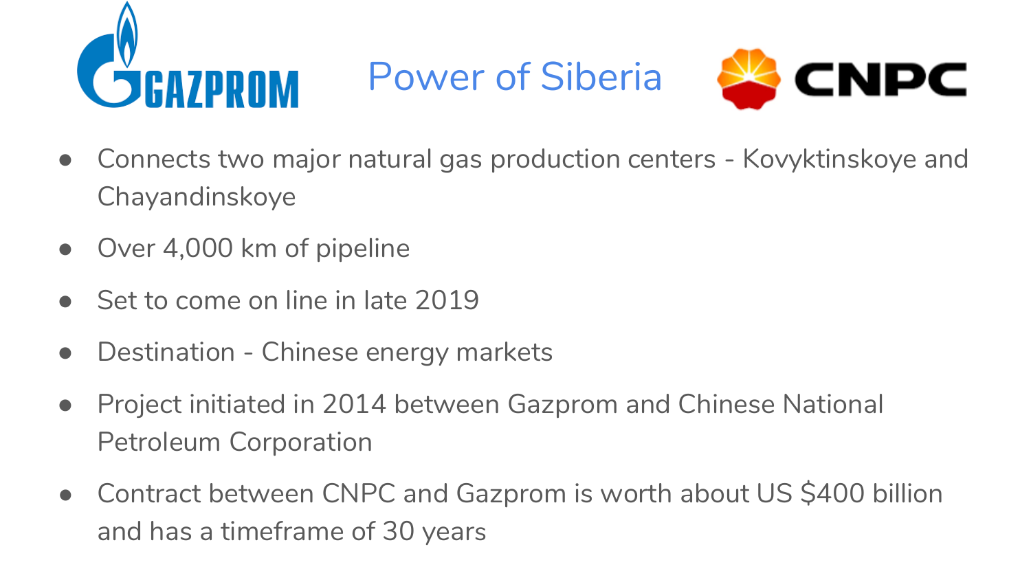# Power of Siberia

- Connects two major natural gas production centers - Kovyktinskoye and Chayandinskoye
- Over 4,000 km of pipeline
- Set to come on line in late 2019
- Destination - Chinese energy markets
- Project initiated in 2014 between Gazprom and Chinese National Petroleum Corporation
- Contract between CNPC and Gazprom is worth about US $400 billion and has a timeframe of 30 years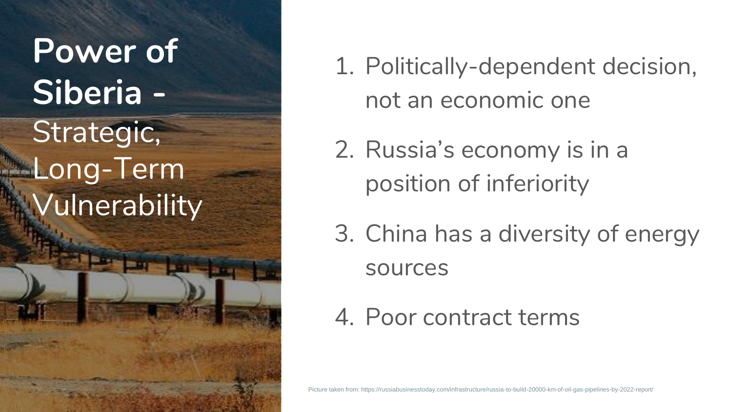# **Power of Siberia -** Strategic, Long-Term Vulnerability

1. Politically-dependent decision, not an economic one
2. Russia's economy is in a position of inferiority
3. China has a diversity of energy sources
4. Poor contract terms

Picture taken from: https://russiabusinesstoday.com/infrastructure/russia-to-build-20000-km-of-oil-gas-pipelines-by-2022-report/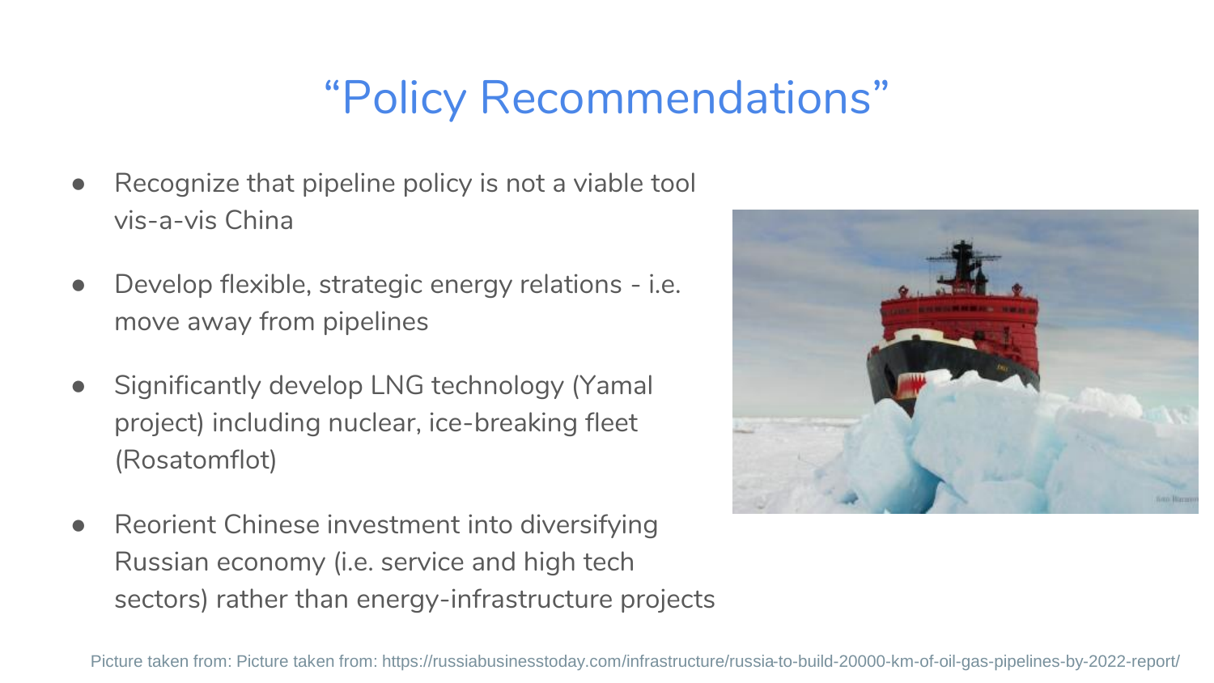# “Policy Recommendations”

- Recognize that pipeline policy is not a viable tool vis-a-vis China
- Develop flexible, strategic energy relations - i.e. move away from pipelines
- Significantly develop LNG technology (Yamal project) including nuclear, ice-breaking fleet (Rosatomflot)
- Reorient Chinese investment into diversifying Russian economy (i.e. service and high tech sectors) rather than energy-infrastructure projects

Picture taken from: Picture taken from: https://russiabusinesstoday.com/infrastructure/russia-to-build-20000-km-of-oil-gas-pipelines-by-2022-report/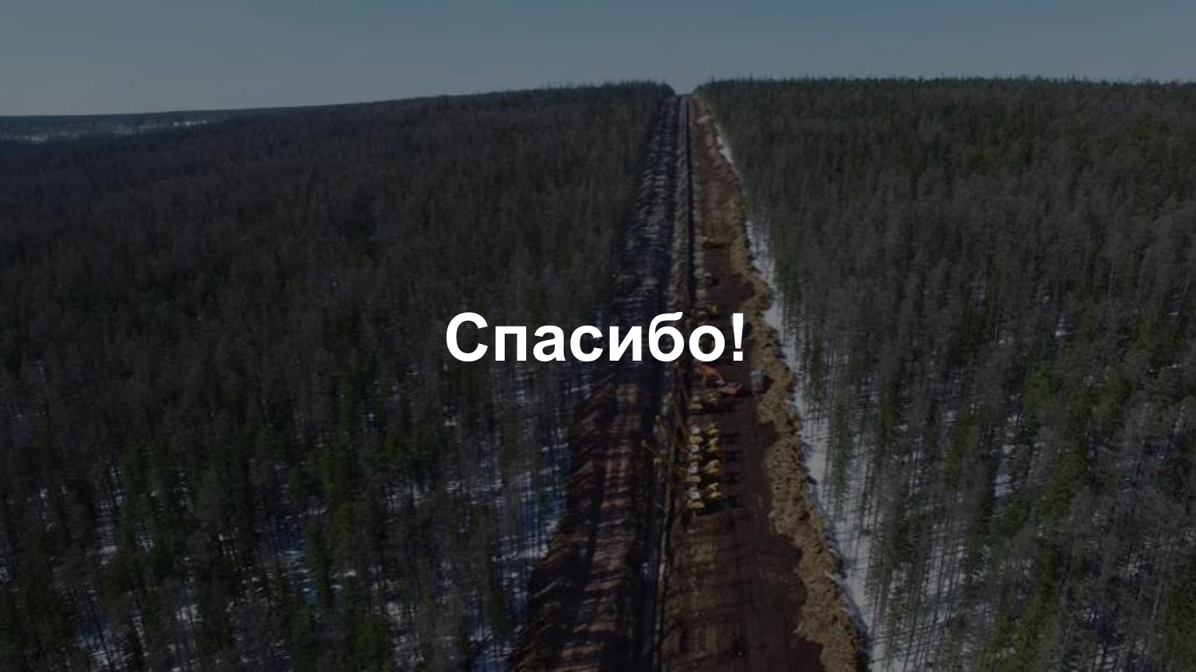# Спасибо!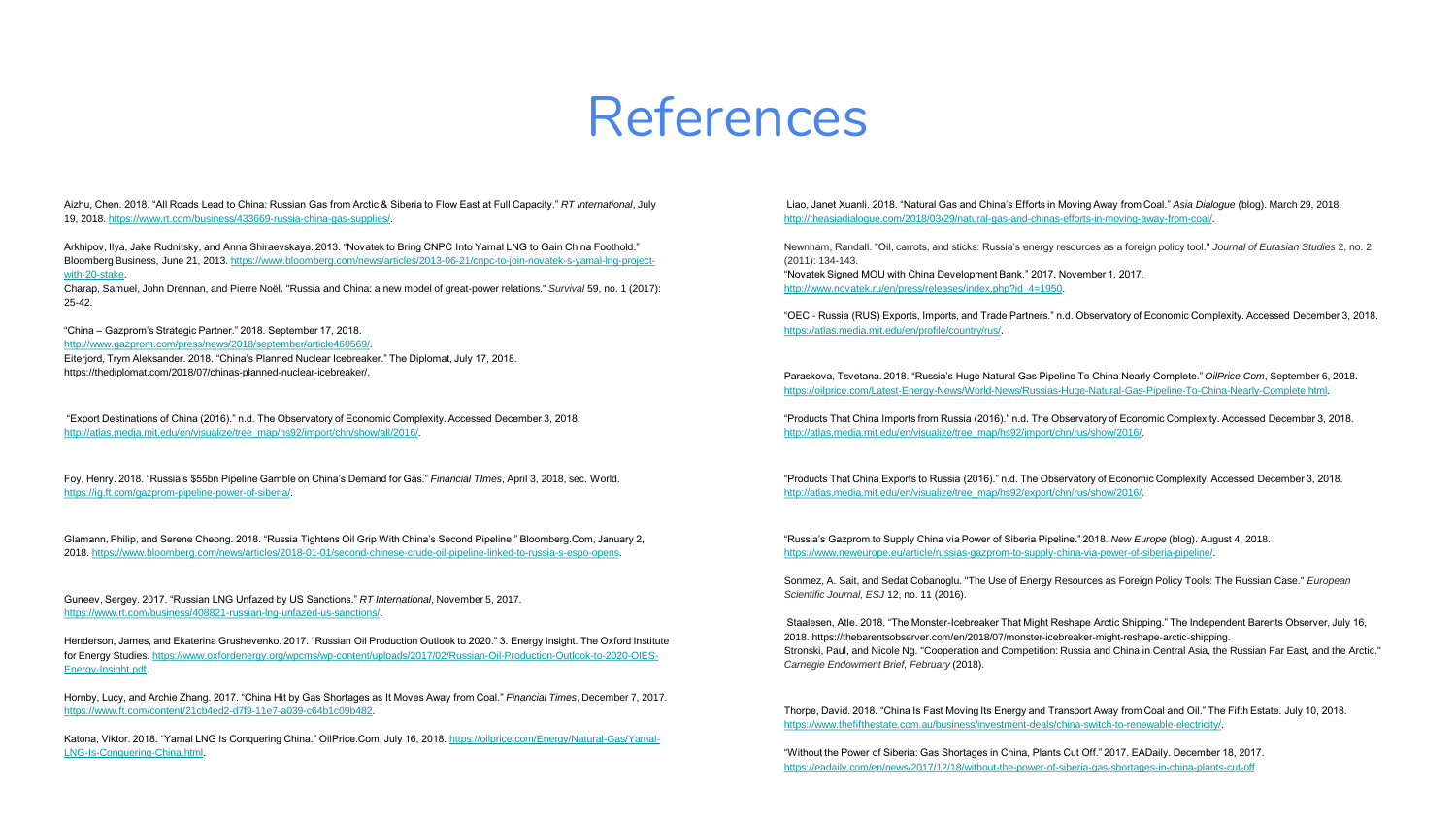# References

Aizhu, Chen. 2018. "All Roads Lead to China: Russian Gas from Arctic & Siberia to Flow East at Full Capacity." *RT International*, July 19, 2018. https://www.rt.com/business/433669-russia-china-gas-supplies/.

Arkhipov, Ilya, Jake Rudnitsky, and Anna Shiraevskaya. 2013. "Novatek to Bring CNPC Into Yamal LNG to Gain China Foothold." Bloomberg Business, June 21, 2013. https://www.bloomberg.com/news/articles/2013-06-21/cnpc-to-join-novatek-s-yamal-lng-project-with-20-stake.

Charap, Samuel, John Drennan, and Pierre Noël. "Russia and China: a new model of great-power relations." *Survival* 59, no. 1 (2017): 25-42.

"China – Gazprom's Strategic Partner." 2018. September 17, 2018. http://www.gazprom.com/press/news/2018/september/article460569/.

Eiterjord, Trym Aleksander. 2018. "China's Planned Nuclear Icebreaker." The Diplomat, July 17, 2018. https://thediplomat.com/2018/07/chinas-planned-nuclear-icebreaker/.

"Export Destinations of China (2016)." n.d. The Observatory of Economic Complexity. Accessed December 3, 2018. http://atlas.media.mit.edu/en/visualize/tree_map/hs92/import/chn/show/all/2016/.

Foy, Henry. 2018. "Russia's $55bn Pipeline Gamble on China's Demand for Gas." *Financial TImes*, April 3, 2018, sec. World. https://ig.ft.com/gazprom-pipeline-power-of-siberia/.

Glamann, Philip, and Serene Cheong. 2018. "Russia Tightens Oil Grip With China's Second Pipeline." Bloomberg.Com, January 2, 2018. https://www.bloomberg.com/news/articles/2018-01-01/second-chinese-crude-oil-pipeline-linked-to-russia-s-espo-opens.

Guneev, Sergey. 2017. "Russian LNG Unfazed by US Sanctions." *RT International*, November 5, 2017. https://www.rt.com/business/408821-russian-lng-unfazed-us-sanctions/.

Henderson, James, and Ekaterina Grushevenko. 2017. "Russian Oil Production Outlook to 2020." 3. Energy Insight. The Oxford Institute for Energy Studies. https://www.oxfordenergy.org/wpcms/wp-content/uploads/2017/02/Russian-Oil-Production-Outlook-to-2020-OIES-Energy-Insight.pdf.

Hornby, Lucy, and Archie Zhang. 2017. "China Hit by Gas Shortages as It Moves Away from Coal." *Financial Times*, December 7, 2017. https://www.ft.com/content/21cb4ed2-d7f9-11e7-a039-c64b1c09b482.

Katona, Viktor. 2018. "Yamal LNG Is Conquering China." OilPrice.Com, July 16, 2018. https://oilprice.com/Energy/Natural-Gas/Yamal-LNG-Is-Conquering-China.html.

Liao, Janet Xuanli. 2018. "Natural Gas and China's Efforts in Moving Away from Coal." *Asia Dialogue* (blog). March 29, 2018. http://theasiadialogue.com/2018/03/29/natural-gas-and-chinas-efforts-in-moving-away-from-coal/.

Newnham, Randall. "Oil, carrots, and sticks: Russia's energy resources as a foreign policy tool." *Journal of Eurasian Studies* 2, no. 2 (2011): 134-143.

"Novatek Signed MOU with China Development Bank." 2017. November 1, 2017. http://www.novatek.ru/en/press/releases/index.php?id_4=1950.

"OEC - Russia (RUS) Exports, Imports, and Trade Partners." n.d. Observatory of Economic Complexity. Accessed December 3, 2018. https://atlas.media.mit.edu/en/profile/country/rus/.

Paraskova, Tsvetana. 2018. "Russia's Huge Natural Gas Pipeline To China Nearly Complete." *OilPrice.Com*, September 6, 2018. https://oilprice.com/Latest-Energy-News/World-News/Russias-Huge-Natural-Gas-Pipeline-To-China-Nearly-Complete.html.

"Products That China Imports from Russia (2016)." n.d. The Observatory of Economic Complexity. Accessed December 3, 2018. http://atlas.media.mit.edu/en/visualize/tree_map/hs92/import/chn/rus/show/2016/.

"Products That China Exports to Russia (2016)." n.d. The Observatory of Economic Complexity. Accessed December 3, 2018. http://atlas.media.mit.edu/en/visualize/tree_map/hs92/export/chn/rus/show/2016/.

"Russia's Gazprom to Supply China via Power of Siberia Pipeline." 2018. *New Europe* (blog). August 4, 2018. https://www.neweurope.eu/article/russias-gazprom-to-supply-china-via-power-of-siberia-pipeline/.

Sonmez, A. Sait, and Sedat Cobanoglu. "The Use of Energy Resources as Foreign Policy Tools: The Russian Case." *European Scientific Journal, ESJ* 12, no. 11 (2016).

Staalesen, Atle. 2018. "The Monster-Icebreaker That Might Reshape Arctic Shipping." The Independent Barents Observer, July 16, 2018. https://thebarentsobserver.com/en/2018/07/monster-icebreaker-might-reshape-arctic-shipping.

Stronski, Paul, and Nicole Ng. "Cooperation and Competition: Russia and China in Central Asia, the Russian Far East, and the Arctic." *Carnegie Endowment Brief, February* (2018).

Thorpe, David. 2018. "China Is Fast Moving Its Energy and Transport Away from Coal and Oil." The Fifth Estate. July 10, 2018. https://www.thefifthestate.com.au/business/investment-deals/china-switch-to-renewable-electricity/.

"Without the Power of Siberia: Gas Shortages in China, Plants Cut Off." 2017. EADaily. December 18, 2017. https://eadaily.com/en/news/2017/12/18/without-the-power-of-siberia-gas-shortages-in-china-plants-cut-off.